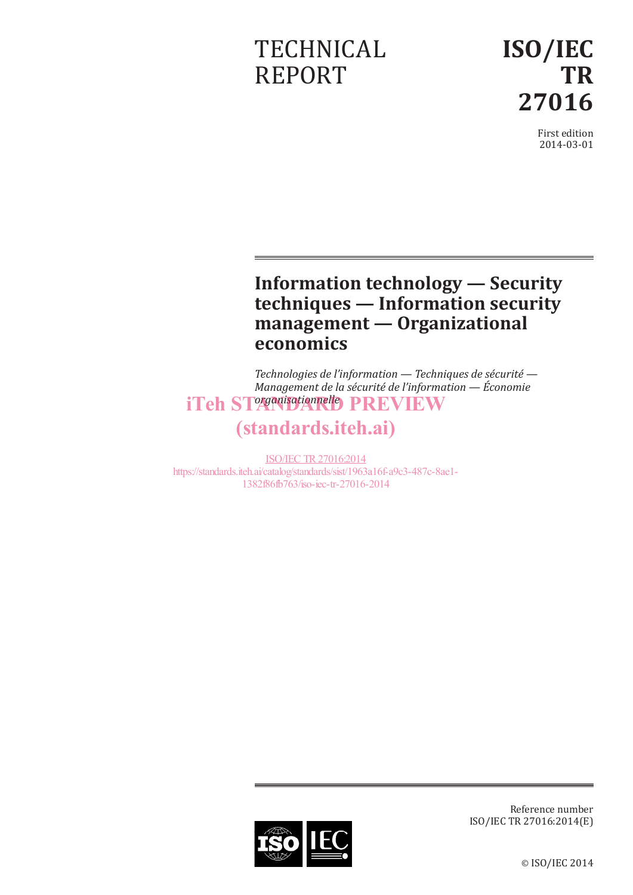TECHNICAL REPORT

# ISO/IEC TR 27016

First edition
2014-03-01

## Information technology — Security techniques — Information security management — Organizational economics

*Technologies de l'information — Techniques de sécurité — Management de la sécurité de l'information — Économie organisationnelle*

iTeh STANDARD PREVIEW
(standards.iteh.ai)

ISO/IEC TR 27016:2014
https://standards.iteh.ai/catalog/standards/sist/1963a16f-a9c3-487c-8ae1-1382f86fb763/iso-iec-tr-27016-2014

Reference number
ISO/IEC TR 27016:2014(E)

© ISO/IEC 2014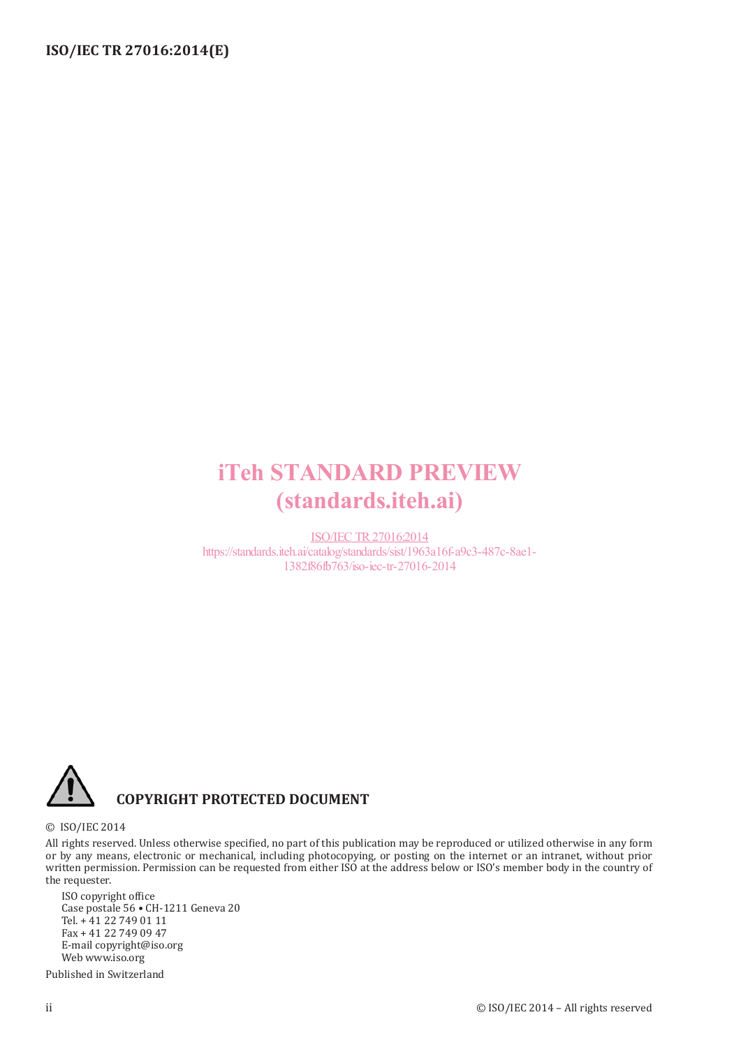iTeh STANDARD PREVIEW
(standards.iteh.ai)

ISO/IEC TR 27016:2014
https://standards.iteh.ai/catalog/standards/sist/1963a16f-a9c3-487c-8ae1-1382f86fb763/iso-iec-tr-27016-2014

**COPYRIGHT PROTECTED DOCUMENT**

© ISO/IEC 2014

All rights reserved. Unless otherwise specified, no part of this publication may be reproduced or utilized otherwise in any form or by any means, electronic or mechanical, including photocopying, or posting on the internet or an intranet, without prior written permission. Permission can be requested from either ISO at the address below or ISO's member body in the country of the requester.

ISO copyright office
Case postale 56 • CH-1211 Geneva 20
Tel. + 41 22 749 01 11
Fax + 41 22 749 09 47
E-mail copyright@iso.org
Web www.iso.org

Published in Switzerland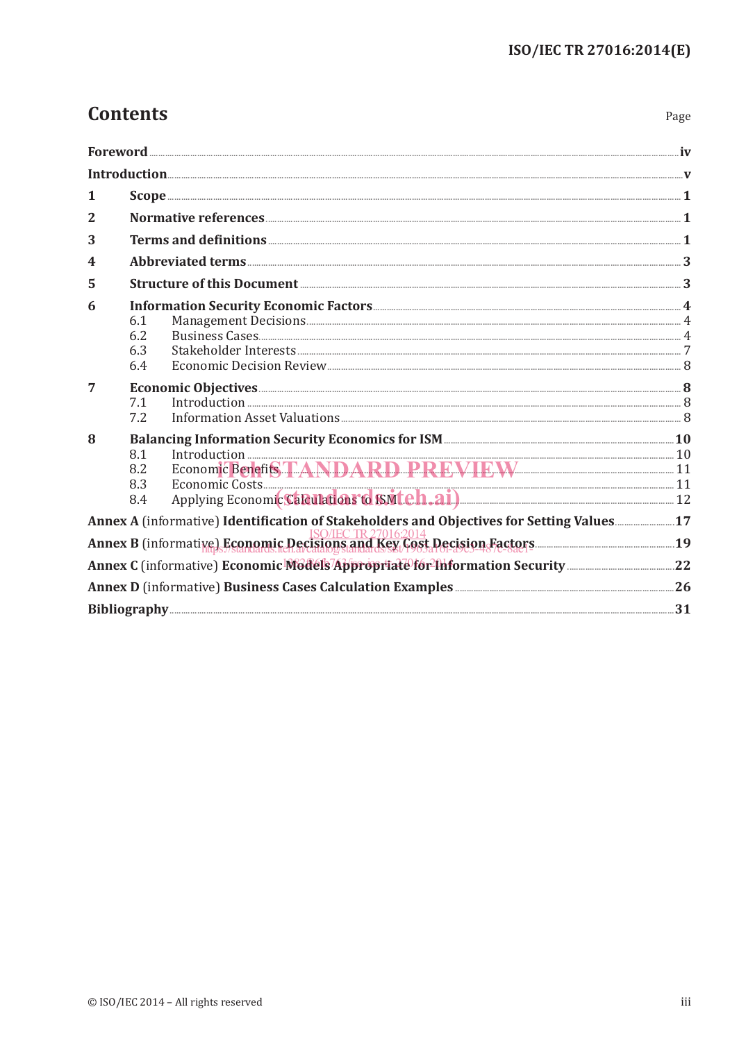# Contents

| | | Page |
|---|---|---|
| **Foreword** | | **iv** |
| **Introduction** | | **v** |
| **1** | **Scope** | **1** |
| **2** | **Normative references** | **1** |
| **3** | **Terms and definitions** | **1** |
| **4** | **Abbreviated terms** | **3** |
| **5** | **Structure of this Document** | **3** |
| **6** | **Information Security Economic Factors** | **4** |
| 6.1 | Management Decisions | 4 |
| 6.2 | Business Cases | 4 |
| 6.3 | Stakeholder Interests | 7 |
| 6.4 | Economic Decision Review | 8 |
| **7** | **Economic Objectives** | **8** |
| 7.1 | Introduction | 8 |
| 7.2 | Information Asset Valuations | 8 |
| **8** | **Balancing Information Security Economics for ISM** | **10** |
| 8.1 | Introduction | 10 |
| 8.2 | Economic Benefits | 11 |
| 8.3 | Economic Costs | 11 |
| 8.4 | Applying Economic Calculations to ISM | 12 |
| **Annex A** (informative) **Identification of Stakeholders and Objectives for Setting Values** | | **17** |
| **Annex B** (informative) **Economic Decisions and Key Cost Decision Factors** | | **19** |
| **Annex C** (informative) **Economic Models Appropriate for Information Security** | | **22** |
| **Annex D** (informative) **Business Cases Calculation Examples** | | **26** |
| **Bibliography** | | **31** |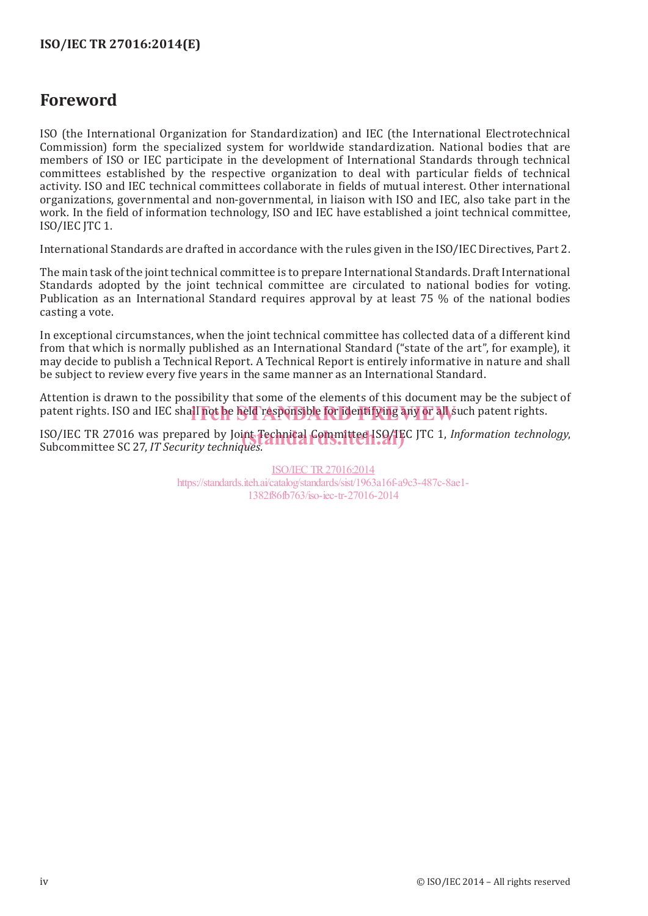# Foreword

ISO (the International Organization for Standardization) and IEC (the International Electrotechnical Commission) form the specialized system for worldwide standardization. National bodies that are members of ISO or IEC participate in the development of International Standards through technical committees established by the respective organization to deal with particular fields of technical activity. ISO and IEC technical committees collaborate in fields of mutual interest. Other international organizations, governmental and non-governmental, in liaison with ISO and IEC, also take part in the work. In the field of information technology, ISO and IEC have established a joint technical committee, ISO/IEC JTC 1.

International Standards are drafted in accordance with the rules given in the ISO/IEC Directives, Part 2.

The main task of the joint technical committee is to prepare International Standards. Draft International Standards adopted by the joint technical committee are circulated to national bodies for voting. Publication as an International Standard requires approval by at least 75 % of the national bodies casting a vote.

In exceptional circumstances, when the joint technical committee has collected data of a different kind from that which is normally published as an International Standard ("state of the art", for example), it may decide to publish a Technical Report. A Technical Report is entirely informative in nature and shall be subject to review every five years in the same manner as an International Standard.

Attention is drawn to the possibility that some of the elements of this document may be the subject of patent rights. ISO and IEC shall not be held responsible for identifying any or all such patent rights.

ISO/IEC TR 27016 was prepared by Joint Technical Committee ISO/IEC JTC 1, *Information technology*, Subcommittee SC 27, *IT Security techniques*.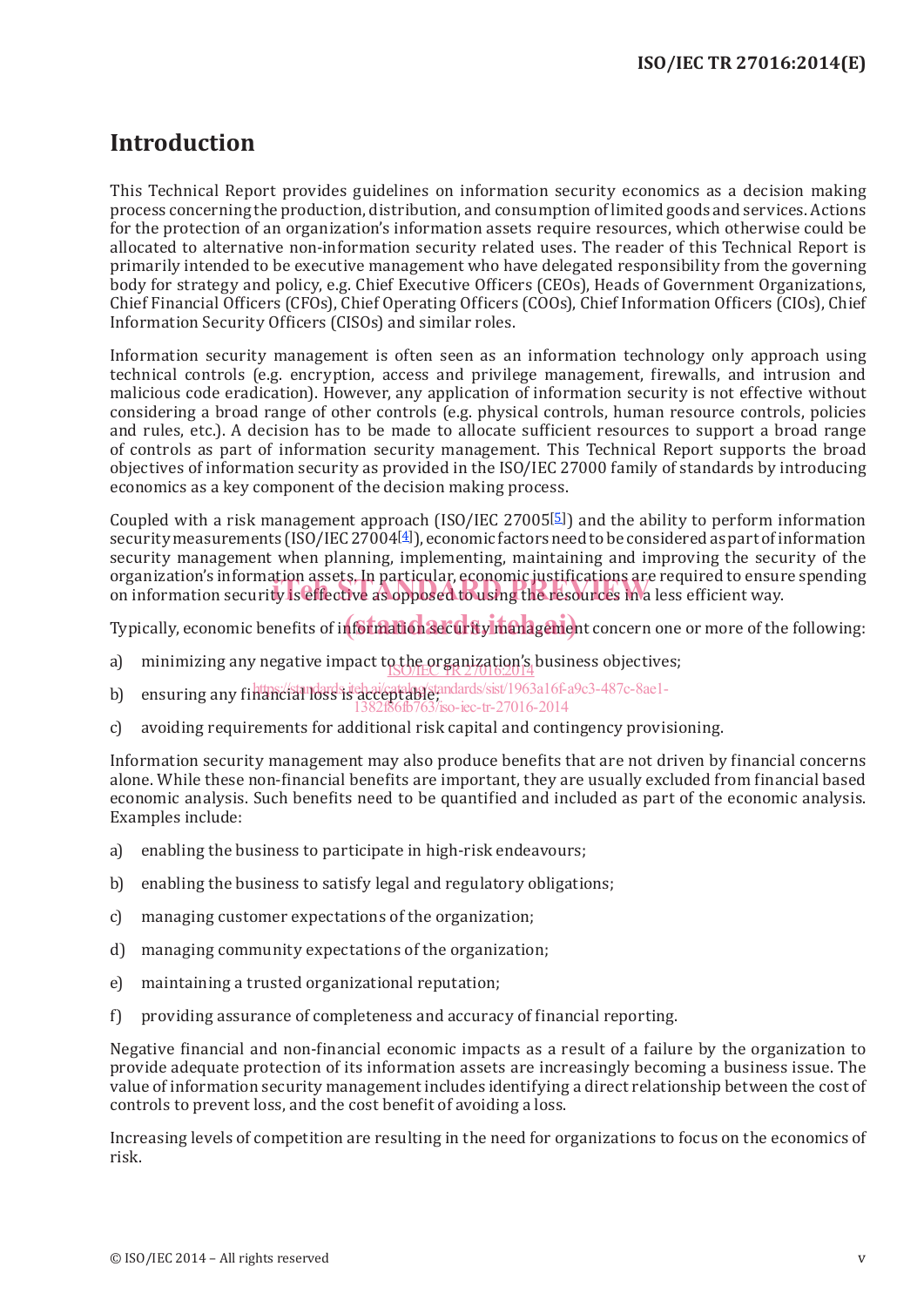# Introduction

This Technical Report provides guidelines on information security economics as a decision making process concerning the production, distribution, and consumption of limited goods and services. Actions for the protection of an organization's information assets require resources, which otherwise could be allocated to alternative non-information security related uses. The reader of this Technical Report is primarily intended to be executive management who have delegated responsibility from the governing body for strategy and policy, e.g. Chief Executive Officers (CEOs), Heads of Government Organizations, Chief Financial Officers (CFOs), Chief Operating Officers (COOs), Chief Information Officers (CIOs), Chief Information Security Officers (CISOs) and similar roles.

Information security management is often seen as an information technology only approach using technical controls (e.g. encryption, access and privilege management, firewalls, and intrusion and malicious code eradication). However, any application of information security is not effective without considering a broad range of other controls (e.g. physical controls, human resource controls, policies and rules, etc.). A decision has to be made to allocate sufficient resources to support a broad range of controls as part of information security management. This Technical Report supports the broad objectives of information security as provided in the ISO/IEC 27000 family of standards by introducing economics as a key component of the decision making process.

Coupled with a risk management approach (ISO/IEC 27005[5]) and the ability to perform information security measurements (ISO/IEC 27004[4]), economic factors need to be considered as part of information security management when planning, implementing, maintaining and improving the security of the organization's information assets. In particular, economic justifications are required to ensure spending on information security is effective as opposed to using the resources in a less efficient way.

Typically, economic benefits of information security management concern one or more of the following:

a) minimizing any negative impact to the organization's business objectives;

b) ensuring any financial loss is acceptable;

c) avoiding requirements for additional risk capital and contingency provisioning.

Information security management may also produce benefits that are not driven by financial concerns alone. While these non-financial benefits are important, they are usually excluded from financial based economic analysis. Such benefits need to be quantified and included as part of the economic analysis. Examples include:

a) enabling the business to participate in high-risk endeavours;

b) enabling the business to satisfy legal and regulatory obligations;

c) managing customer expectations of the organization;

d) managing community expectations of the organization;

e) maintaining a trusted organizational reputation;

f) providing assurance of completeness and accuracy of financial reporting.

Negative financial and non-financial economic impacts as a result of a failure by the organization to provide adequate protection of its information assets are increasingly becoming a business issue. The value of information security management includes identifying a direct relationship between the cost of controls to prevent loss, and the cost benefit of avoiding a loss.

Increasing levels of competition are resulting in the need for organizations to focus on the economics of risk.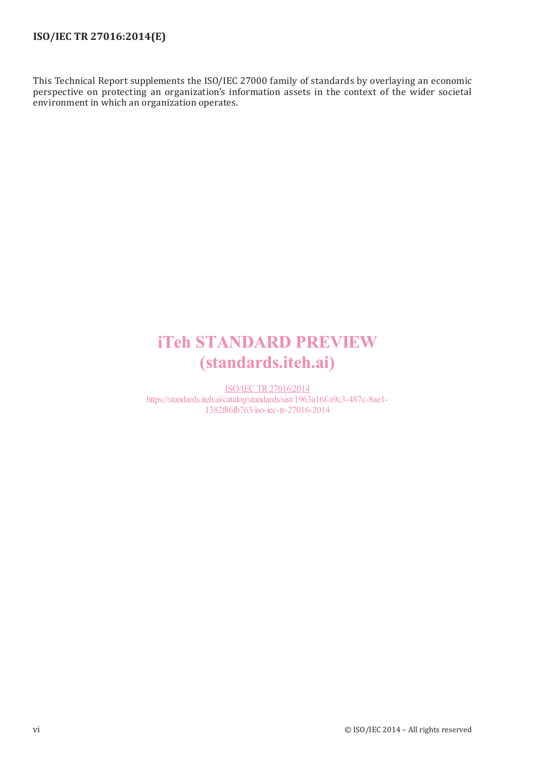This Technical Report supplements the ISO/IEC 27000 family of standards by overlaying an economic perspective on protecting an organization's information assets in the context of the wider societal environment in which an organization operates.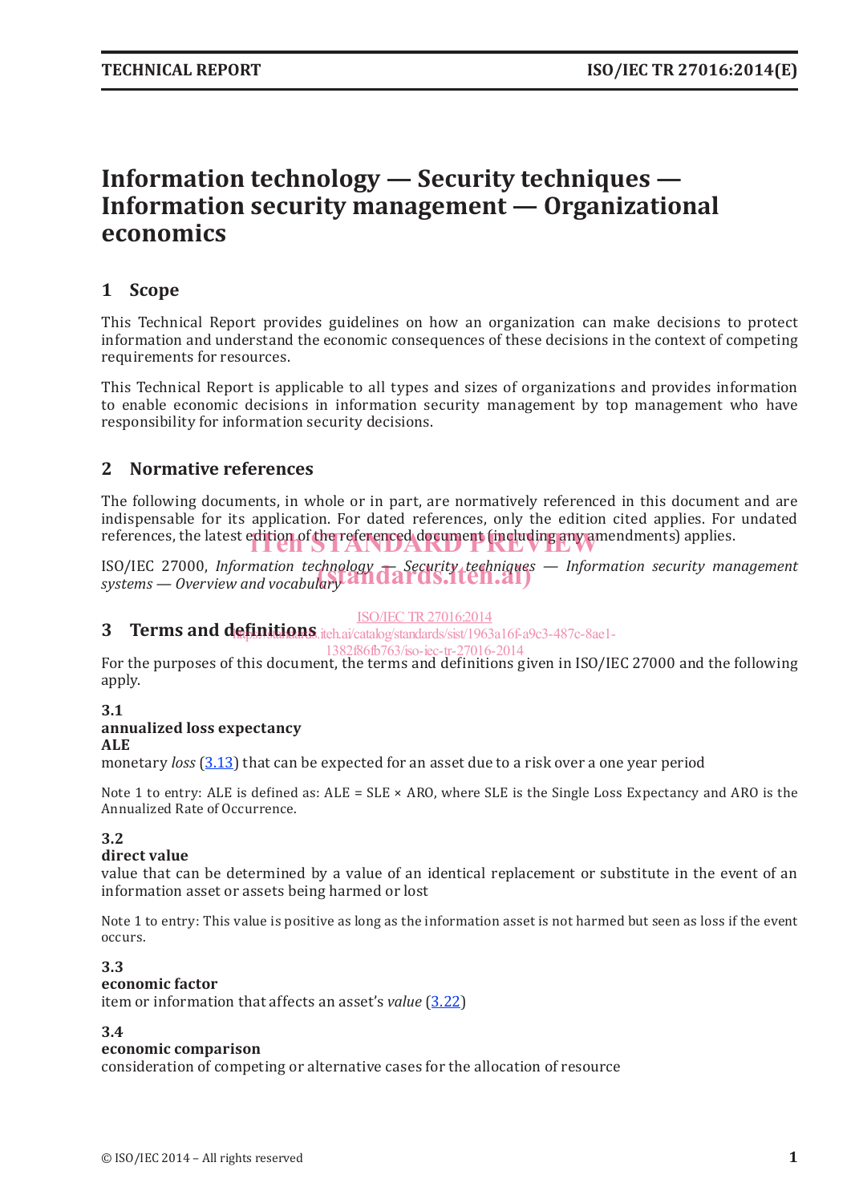# Information technology — Security techniques — Information security management — Organizational economics

## 1 Scope

This Technical Report provides guidelines on how an organization can make decisions to protect information and understand the economic consequences of these decisions in the context of competing requirements for resources.

This Technical Report is applicable to all types and sizes of organizations and provides information to enable economic decisions in information security management by top management who have responsibility for information security decisions.

## 2 Normative references

The following documents, in whole or in part, are normatively referenced in this document and are indispensable for its application. For dated references, only the edition cited applies. For undated references, the latest edition of the referenced document (including any amendments) applies.

ISO/IEC 27000, *Information technology — Security techniques — Information security management systems — Overview and vocabulary*

## 3 Terms and definitions

For the purposes of this document, the terms and definitions given in ISO/IEC 27000 and the following apply.

**3.1**
**annualized loss expectancy**
**ALE**
monetary *loss* (3.13) that can be expected for an asset due to a risk over a one year period

Note 1 to entry: ALE is defined as: ALE = SLE × ARO, where SLE is the Single Loss Expectancy and ARO is the Annualized Rate of Occurrence.

**3.2**
**direct value**
value that can be determined by a value of an identical replacement or substitute in the event of an information asset or assets being harmed or lost

Note 1 to entry: This value is positive as long as the information asset is not harmed but seen as loss if the event occurs.

**3.3**
**economic factor**
item or information that affects an asset's *value* (3.22)

**3.4**
**economic comparison**
consideration of competing or alternative cases for the allocation of resource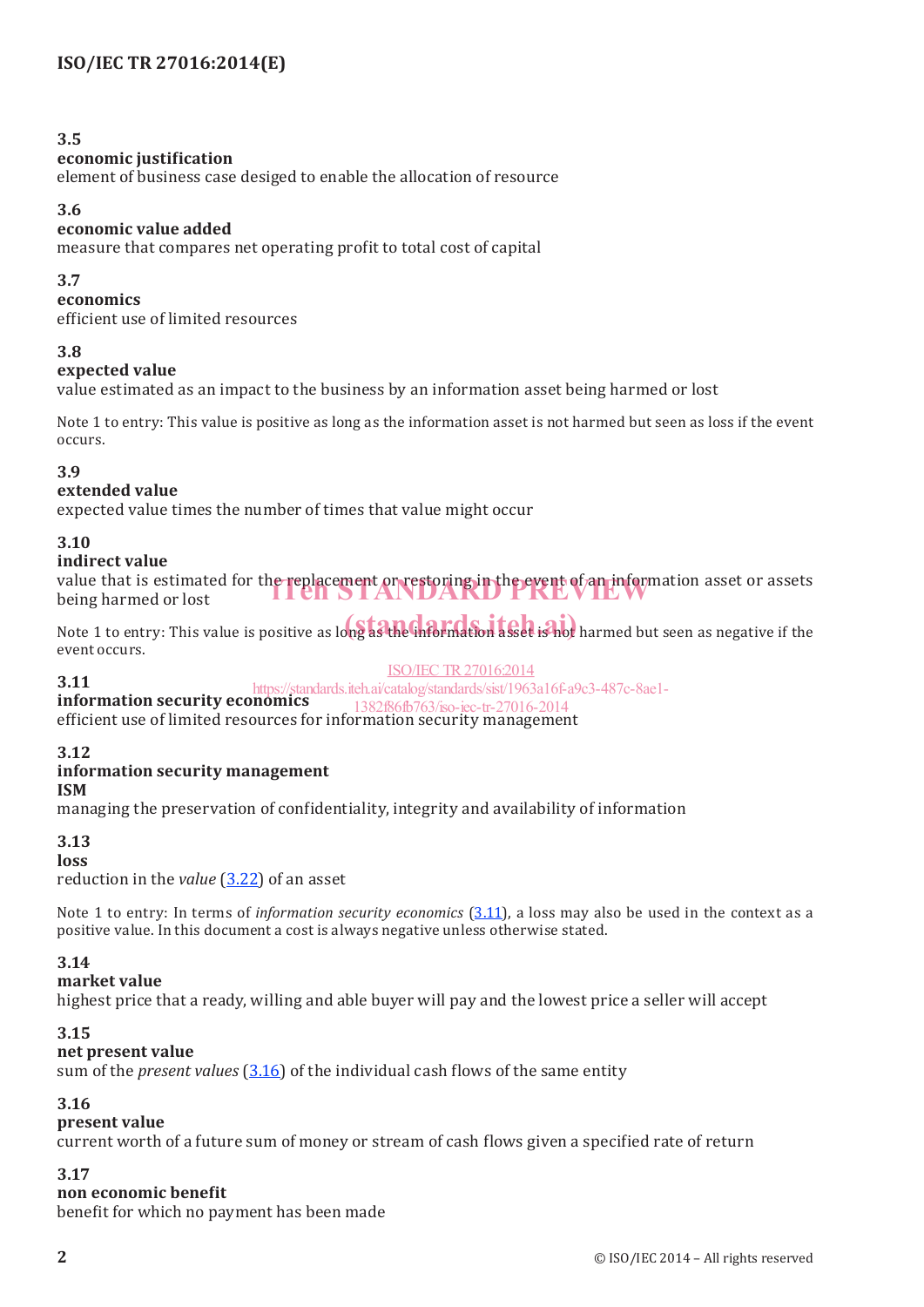**3.5**
**economic justification**
element of business case desiged to enable the allocation of resource

**3.6**
**economic value added**
measure that compares net operating profit to total cost of capital

**3.7**
**economics**
efficient use of limited resources

**3.8**
**expected value**
value estimated as an impact to the business by an information asset being harmed or lost

Note 1 to entry: This value is positive as long as the information asset is not harmed but seen as loss if the event occurs.

**3.9**
**extended value**
expected value times the number of times that value might occur

**3.10**
**indirect value**
value that is estimated for the replacement or restoring in the event of an information asset or assets being harmed or lost

Note 1 to entry: This value is positive as long as the information asset is not harmed but seen as negative if the event occurs.

**3.11**
**information security economics**
efficient use of limited resources for information security management

**3.12**
**information security management**
**ISM**
managing the preservation of confidentiality, integrity and availability of information

**3.13**
**loss**
reduction in the *value* (3.22) of an asset

Note 1 to entry: In terms of *information security economics* (3.11), a loss may also be used in the context as a positive value. In this document a cost is always negative unless otherwise stated.

**3.14**
**market value**
highest price that a ready, willing and able buyer will pay and the lowest price a seller will accept

**3.15**
**net present value**
sum of the *present values* (3.16) of the individual cash flows of the same entity

**3.16**
**present value**
current worth of a future sum of money or stream of cash flows given a specified rate of return

**3.17**
**non economic benefit**
benefit for which no payment has been made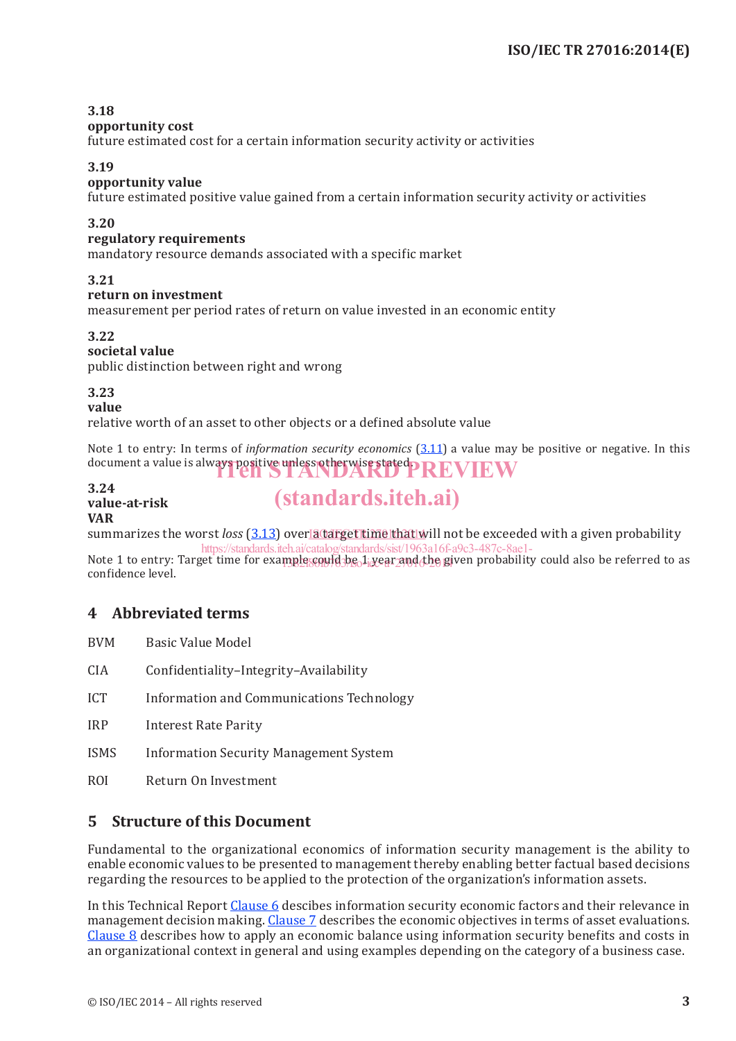**3.18**
**opportunity cost**
future estimated cost for a certain information security activity or activities

**3.19**
**opportunity value**
future estimated positive value gained from a certain information security activity or activities

**3.20**
**regulatory requirements**
mandatory resource demands associated with a specific market

**3.21**
**return on investment**
measurement per period rates of return on value invested in an economic entity

**3.22**
**societal value**
public distinction between right and wrong

**3.23**
**value**
relative worth of an asset to other objects or a defined absolute value

Note 1 to entry: In terms of *information security economics* (3.11) a value may be positive or negative. In this document a value is always positive unless otherwise stated.

**3.24**
**value-at-risk**
**VAR**
summarizes the worst *loss* (3.13) over a target time that will not be exceeded with a given probability

Note 1 to entry: Target time for example could be 1 year and the given probability could also be referred to as confidence level.

# 4 Abbreviated terms

| | |
|---|---|
| BVM | Basic Value Model |
| CIA | Confidentiality–Integrity–Availability |
| ICT | Information and Communications Technology |
| IRP | Interest Rate Parity |
| ISMS | Information Security Management System |
| ROI | Return On Investment |

# 5 Structure of this Document

Fundamental to the organizational economics of information security management is the ability to enable economic values to be presented to management thereby enabling better factual based decisions regarding the resources to be applied to the protection of the organization's information assets.

In this Technical Report Clause 6 descibes information security economic factors and their relevance in management decision making. Clause 7 describes the economic objectives in terms of asset evaluations. Clause 8 describes how to apply an economic balance using information security benefits and costs in an organizational context in general and using examples depending on the category of a business case.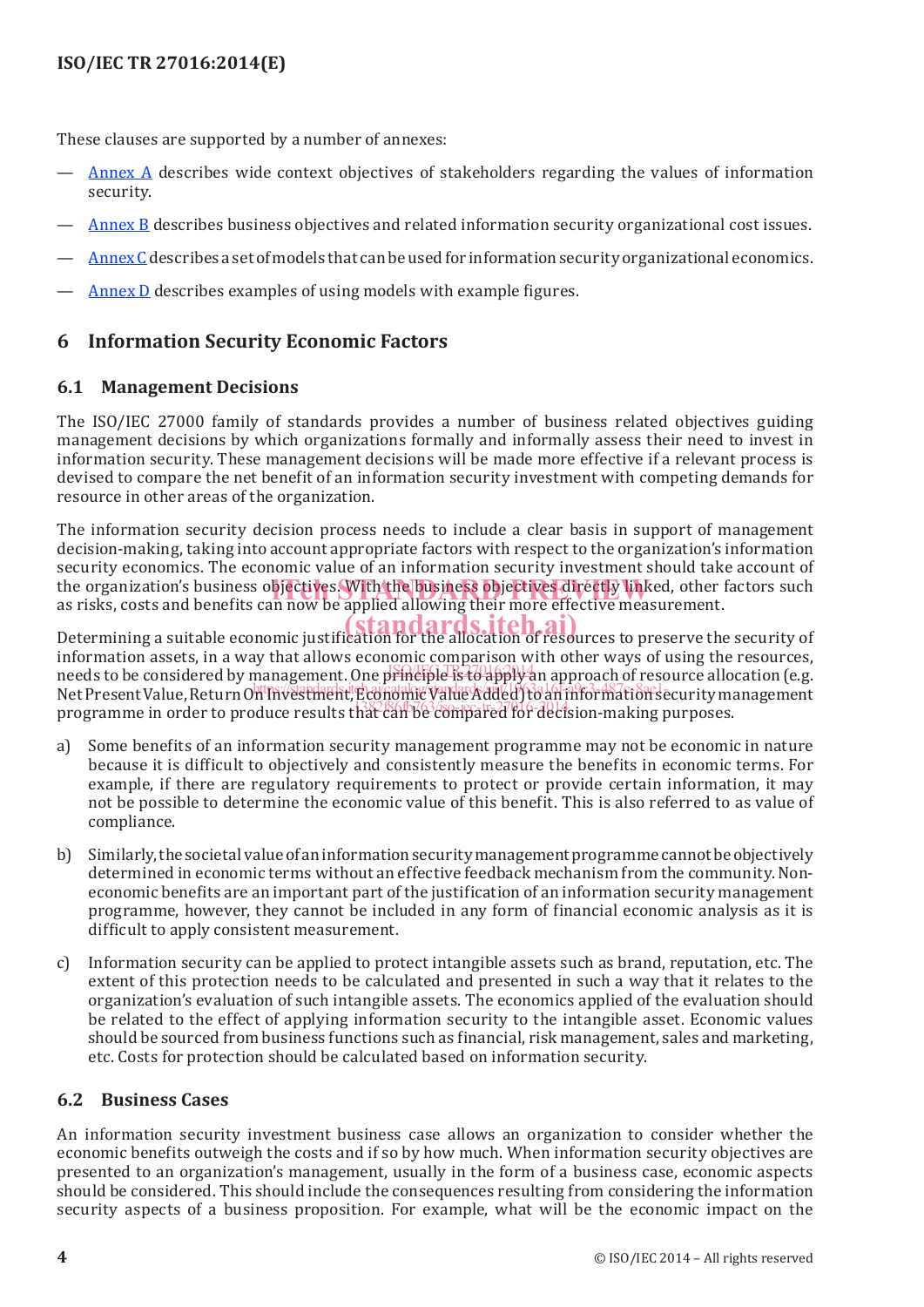These clauses are supported by a number of annexes:

— Annex A describes wide context objectives of stakeholders regarding the values of information security.

— Annex B describes business objectives and related information security organizational cost issues.

— Annex C describes a set of models that can be used for information security organizational economics.

— Annex D describes examples of using models with example figures.

## 6 Information Security Economic Factors

### 6.1 Management Decisions

The ISO/IEC 27000 family of standards provides a number of business related objectives guiding management decisions by which organizations formally and informally assess their need to invest in information security. These management decisions will be made more effective if a relevant process is devised to compare the net benefit of an information security investment with competing demands for resource in other areas of the organization.

The information security decision process needs to include a clear basis in support of management decision-making, taking into account appropriate factors with respect to the organization's information security economics. The economic value of an information security investment should take account of the organization's business objectives. With the business objectives directly linked, other factors such as risks, costs and benefits can now be applied allowing their more effective measurement.

Determining a suitable economic justification for the allocation of resources to preserve the security of information assets, in a way that allows economic comparison with other ways of using the resources, needs to be considered by management. One principle is to apply an approach of resource allocation (e.g. Net Present Value, Return On Investment, Economic Value Added) to an information security management programme in order to produce results that can be compared for decision-making purposes.

a) Some benefits of an information security management programme may not be economic in nature because it is difficult to objectively and consistently measure the benefits in economic terms. For example, if there are regulatory requirements to protect or provide certain information, it may not be possible to determine the economic value of this benefit. This is also referred to as value of compliance.

b) Similarly, the societal value of an information security management programme cannot be objectively determined in economic terms without an effective feedback mechanism from the community. Non-economic benefits are an important part of the justification of an information security management programme, however, they cannot be included in any form of financial economic analysis as it is difficult to apply consistent measurement.

c) Information security can be applied to protect intangible assets such as brand, reputation, etc. The extent of this protection needs to be calculated and presented in such a way that it relates to the organization's evaluation of such intangible assets. The economics applied of the evaluation should be related to the effect of applying information security to the intangible asset. Economic values should be sourced from business functions such as financial, risk management, sales and marketing, etc. Costs for protection should be calculated based on information security.

### 6.2 Business Cases

An information security investment business case allows an organization to consider whether the economic benefits outweigh the costs and if so by how much. When information security objectives are presented to an organization's management, usually in the form of a business case, economic aspects should be considered. This should include the consequences resulting from considering the information security aspects of a business proposition. For example, what will be the economic impact on the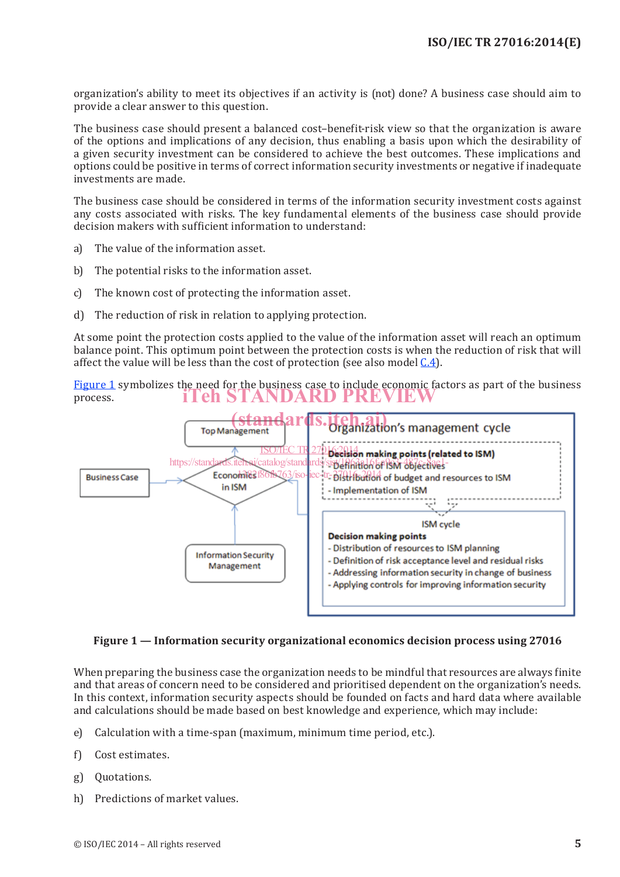organization's ability to meet its objectives if an activity is (not) done? A business case should aim to provide a clear answer to this question.

The business case should present a balanced cost–benefit-risk view so that the organization is aware of the options and implications of any decision, thus enabling a basis upon which the desirability of a given security investment can be considered to achieve the best outcomes. These implications and options could be positive in terms of correct information security investments or negative if inadequate investments are made.

The business case should be considered in terms of the information security investment costs against any costs associated with risks. The key fundamental elements of the business case should provide decision makers with sufficient information to understand:

a) The value of the information asset.

b) The potential risks to the information asset.

c) The known cost of protecting the information asset.

d) The reduction of risk in relation to applying protection.

At some point the protection costs applied to the value of the information asset will reach an optimum balance point. This optimum point between the protection costs is when the reduction of risk that will affect the value will be less than the cost of protection (see also model C.4).

Figure 1 symbolizes the need for the business case to include economic factors as part of the business process.

Top Management

Business Case

Economics in ISM

Information Security Management

Organization's management cycle

Decision making points (related to ISM)
- Definition of ISM objectives
- Distribution of budget and resources to ISM
- Implementation of ISM

ISM cycle

Decision making points
- Distribution of resources to ISM planning
- Definition of risk acceptance level and residual risks
- Addressing information security in change of business
- Applying controls for improving information security

**Figure 1 — Information security organizational economics decision process using 27016**

When preparing the business case the organization needs to be mindful that resources are always finite and that areas of concern need to be considered and prioritised dependent on the organization's needs. In this context, information security aspects should be founded on facts and hard data where available and calculations should be made based on best knowledge and experience, which may include:

e) Calculation with a time-span (maximum, minimum time period, etc.).

f) Cost estimates.

g) Quotations.

h) Predictions of market values.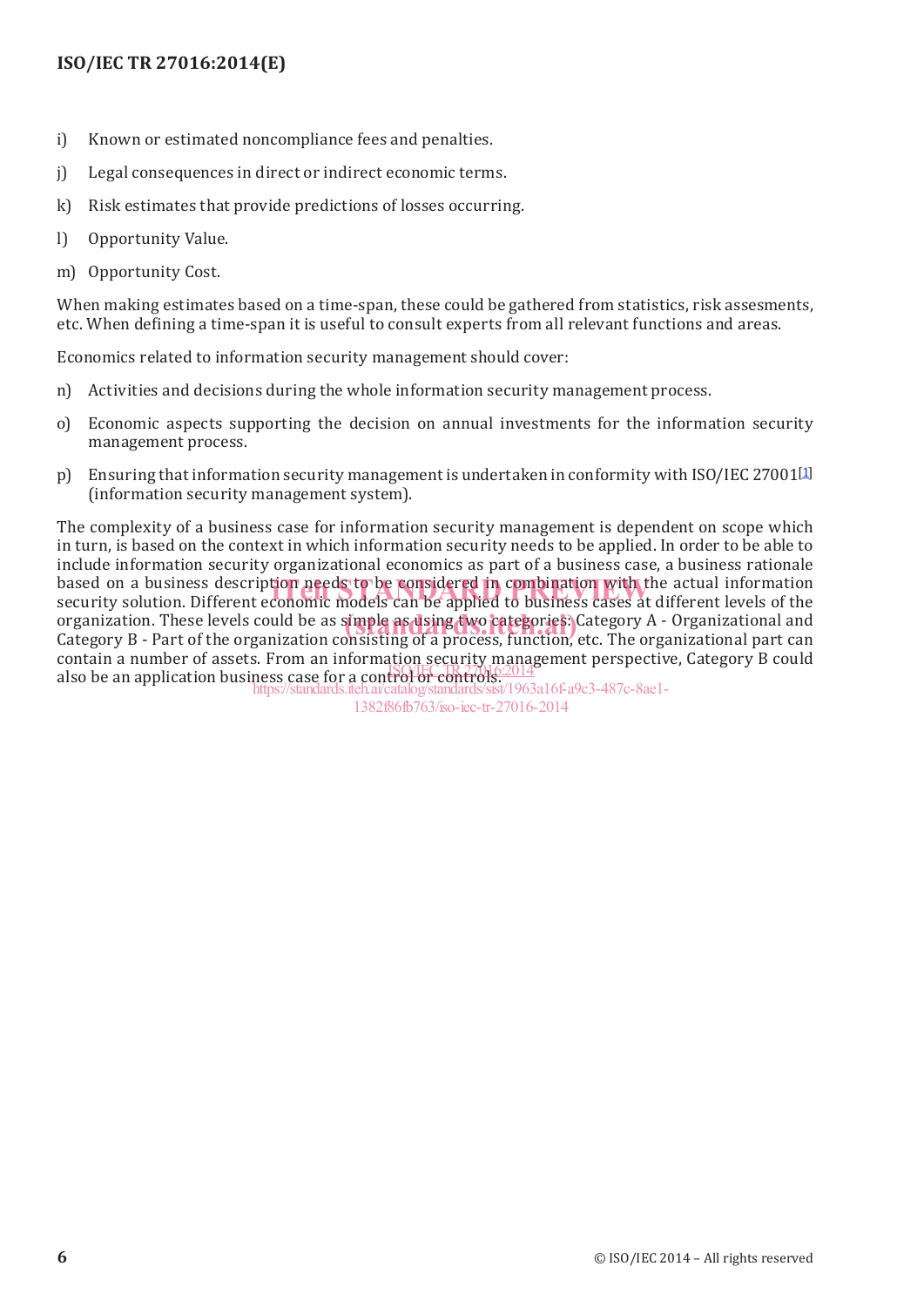i) Known or estimated noncompliance fees and penalties.

j) Legal consequences in direct or indirect economic terms.

k) Risk estimates that provide predictions of losses occurring.

l) Opportunity Value.

m) Opportunity Cost.

When making estimates based on a time-span, these could be gathered from statistics, risk assesments, etc. When defining a time-span it is useful to consult experts from all relevant functions and areas.

Economics related to information security management should cover:

n) Activities and decisions during the whole information security management process.

o) Economic aspects supporting the decision on annual investments for the information security management process.

p) Ensuring that information security management is undertaken in conformity with ISO/IEC 27001[1] (information security management system).

The complexity of a business case for information security management is dependent on scope which in turn, is based on the context in which information security needs to be applied. In order to be able to include information security organizational economics as part of a business case, a business rationale based on a business description needs to be considered in combination with the actual information security solution. Different economic models can be applied to business cases at different levels of the organization. These levels could be as simple as using two categories: Category A - Organizational and Category B - Part of the organization consisting of a process, function, etc. The organizational part can contain a number of assets. From an information security management perspective, Category B could also be an application business case for a control or controls.